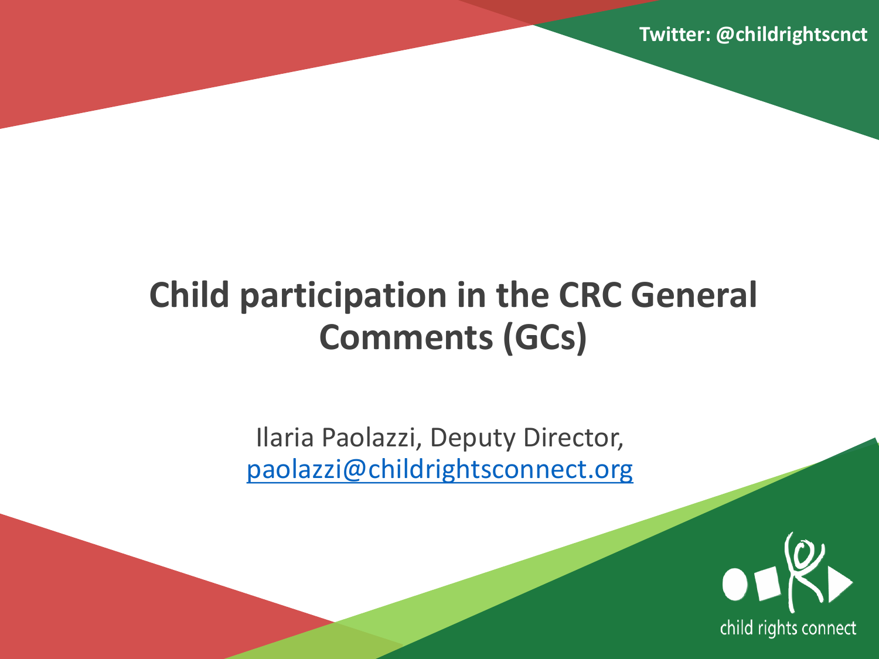Twitter: @childrightscnct

# Child participation in the CRC General Comments (GCs)

Ilaria Paolazzi, Deputy Director,
paolazzi@childrightsconnect.org

child rights connect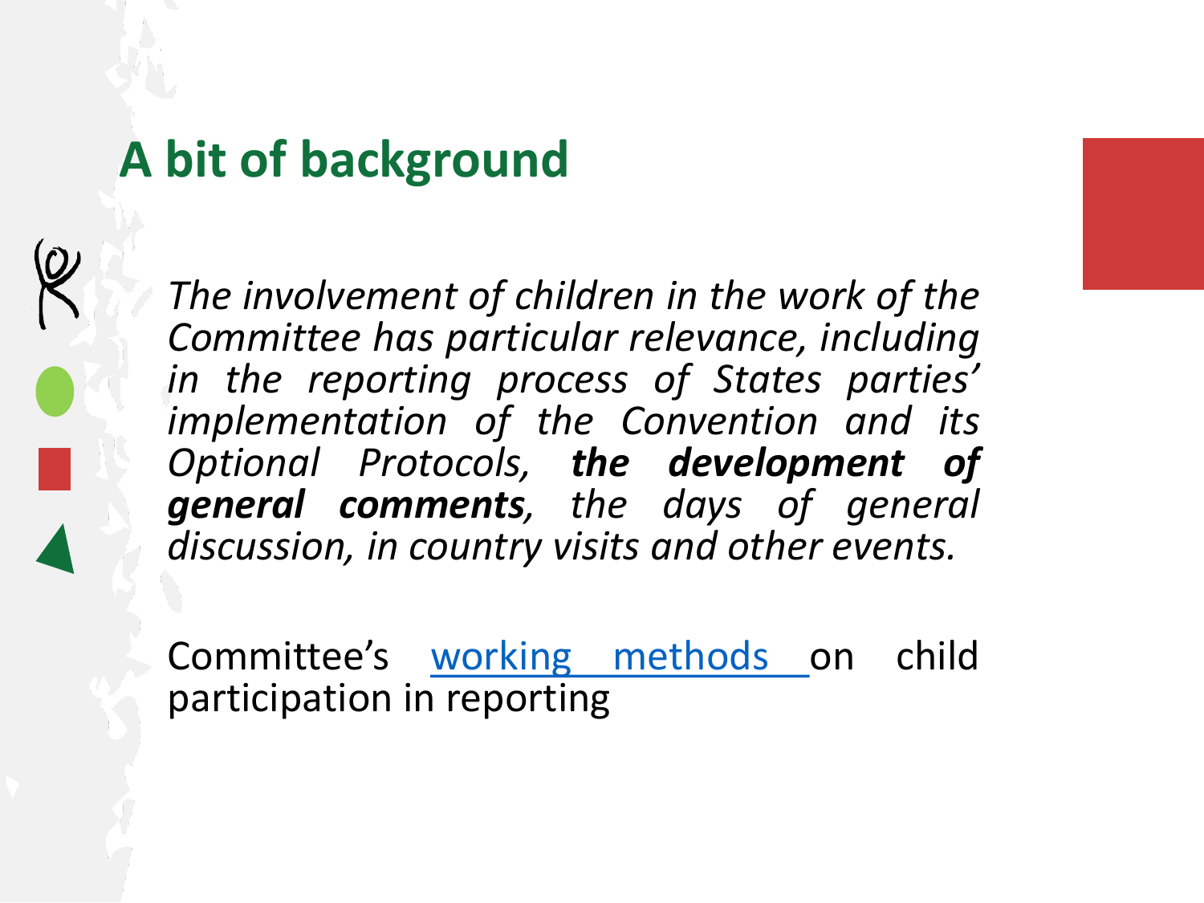# A bit of background

*The involvement of children in the work of the Committee has particular relevance, including in the reporting process of States parties' implementation of the Convention and its Optional Protocols, **the development of general comments**, the days of general discussion, in country visits and other events.*

Committee's working methods on child participation in reporting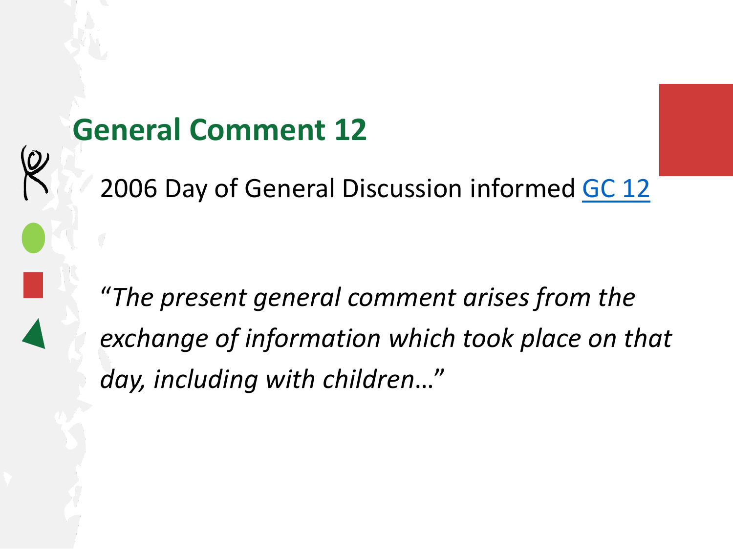## General Comment 12

2006 Day of General Discussion informed GC 12

*"The present general comment arises from the exchange of information which took place on that day, including with children…"*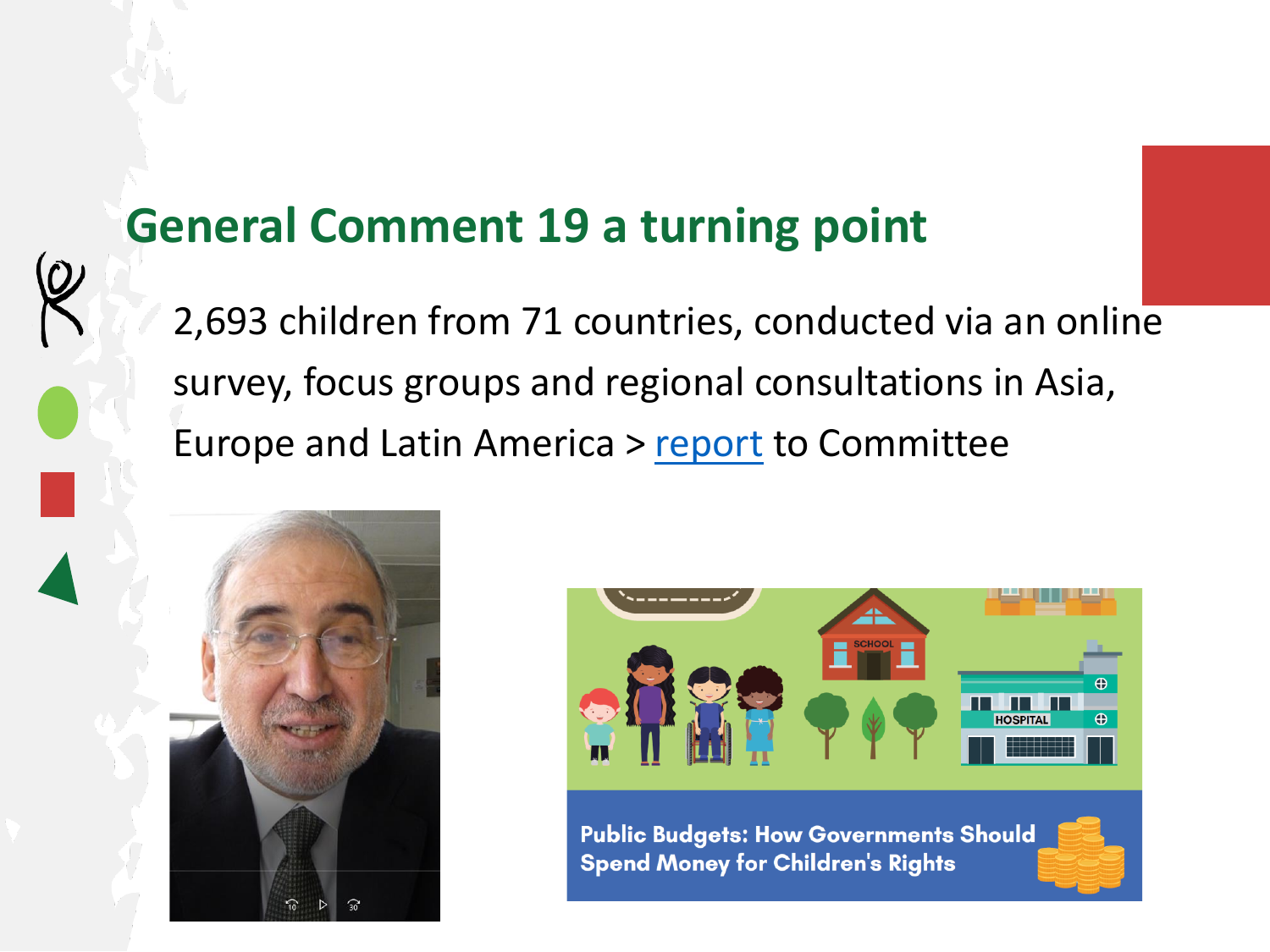## General Comment 19 a turning point

2,693 children from 71 countries, conducted via an online survey, focus groups and regional consultations in Asia, Europe and Latin America > report to Committee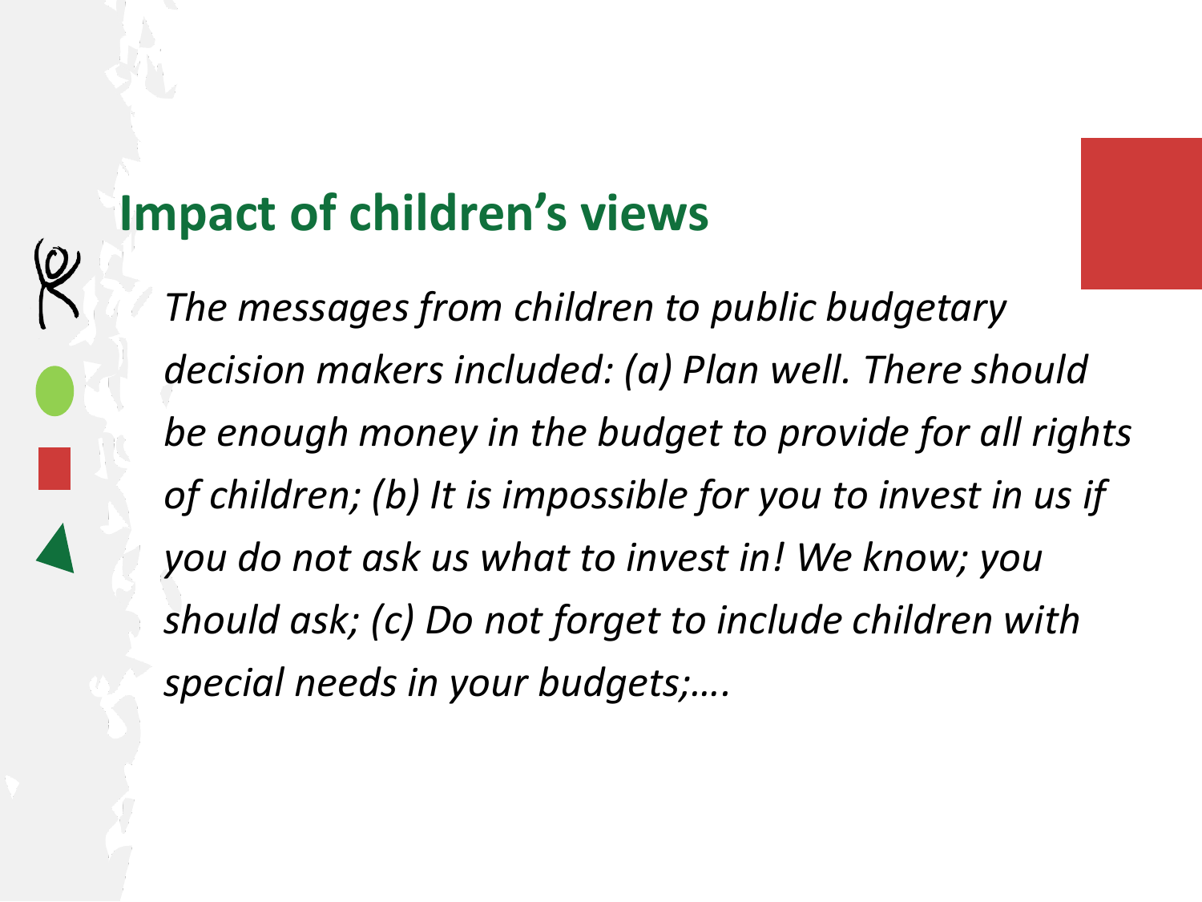## Impact of children's views

*The messages from children to public budgetary decision makers included: (a) Plan well. There should be enough money in the budget to provide for all rights of children; (b) It is impossible for you to invest in us if you do not ask us what to invest in! We know; you should ask; (c) Do not forget to include children with special needs in your budgets;….*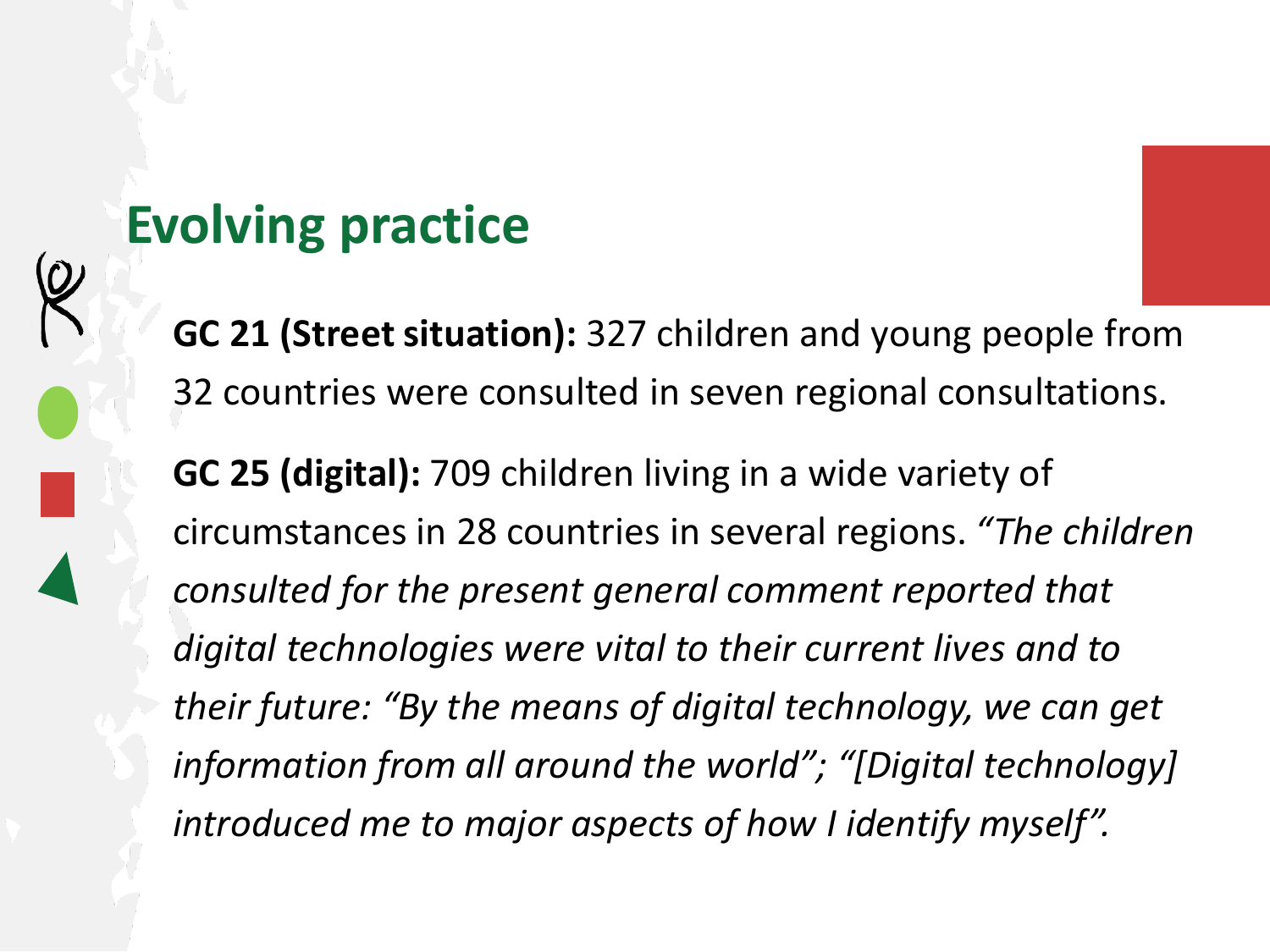## Evolving practice

**GC 21 (Street situation):** 327 children and young people from 32 countries were consulted in seven regional consultations.

**GC 25 (digital):** 709 children living in a wide variety of circumstances in 28 countries in several regions. *"The children consulted for the present general comment reported that digital technologies were vital to their current lives and to their future: "By the means of digital technology, we can get information from all around the world"; "[Digital technology] introduced me to major aspects of how I identify myself".*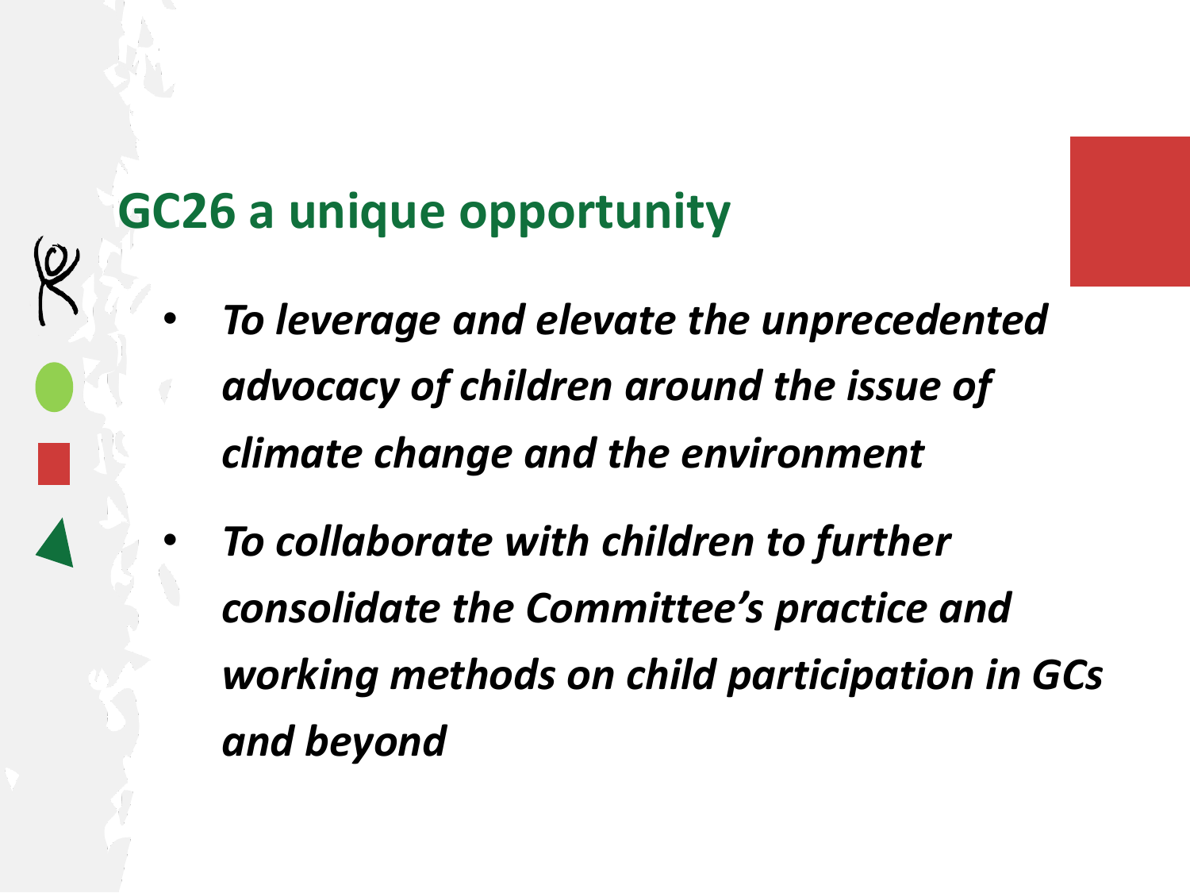## GC26 a unique opportunity

- ***To leverage and elevate the unprecedented advocacy of children around the issue of climate change and the environment***
- ***To collaborate with children to further consolidate the Committee's practice and working methods on child participation in GCs and beyond***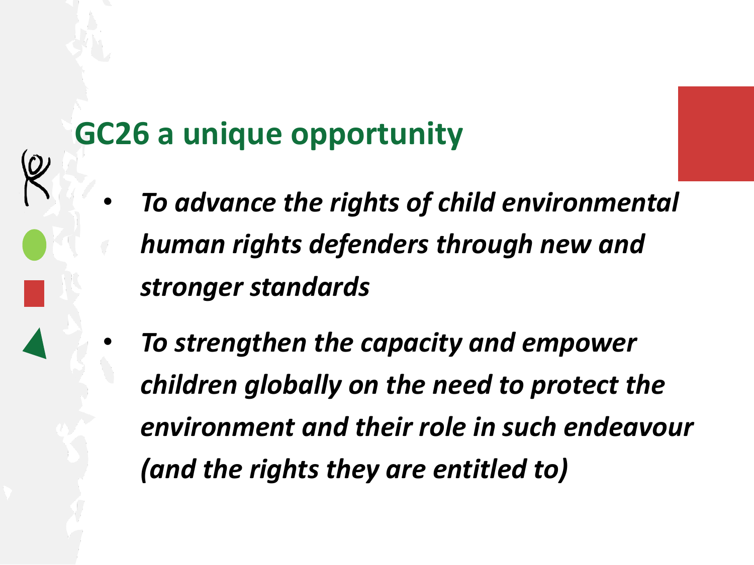## GC26 a unique opportunity

- ***To advance the rights of child environmental human rights defenders through new and stronger standards***
- ***To strengthen the capacity and empower children globally on the need to protect the environment and their role in such endeavour (and the rights they are entitled to)***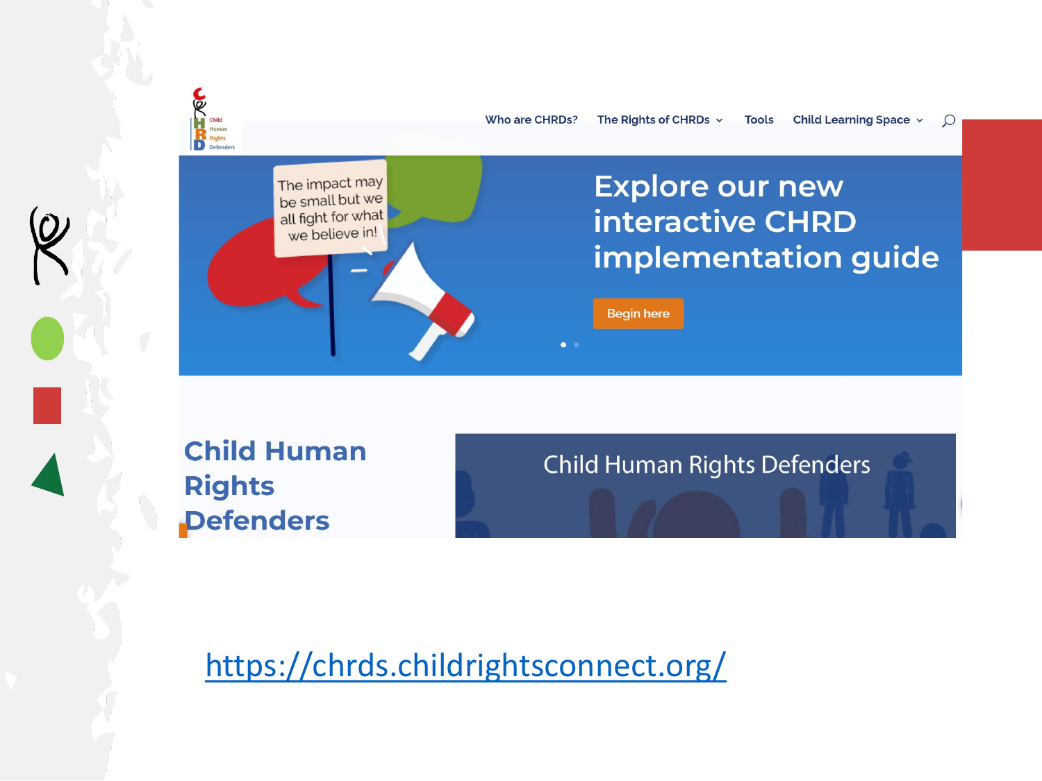Who are CHRDs? The Rights of CHRDs Tools Child Learning Space

The impact may be small but we all fight for what we believe in!

Explore our new interactive CHRD implementation guide

Begin here

Child Human Rights Defenders

Child Human Rights Defenders

https://chrds.childrightsconnect.org/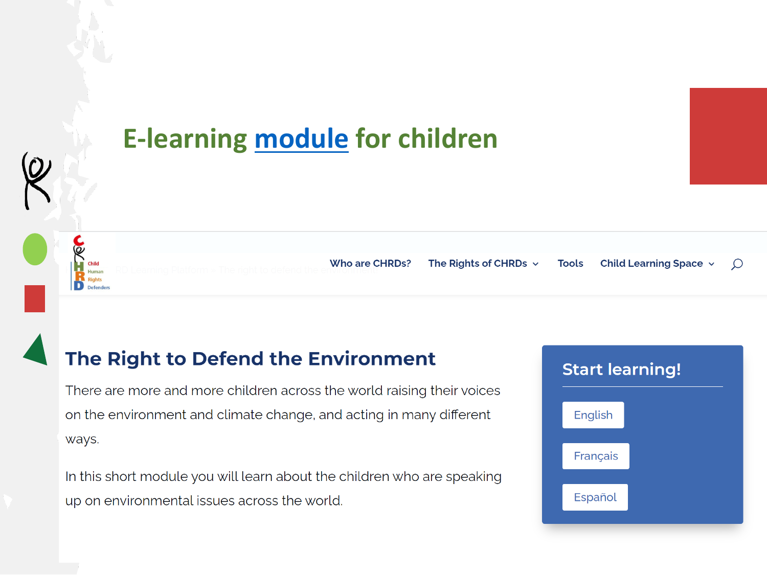# E-learning [module]() for children

Who are CHRDs? The Rights of CHRDs Tools Child Learning Space

## The Right to Defend the Environment

There are more and more children across the world raising their voices on the environment and climate change, and acting in many different ways.

In this short module you will learn about the children who are speaking up on environmental issues across the world.

### Start learning!

English

Français

Español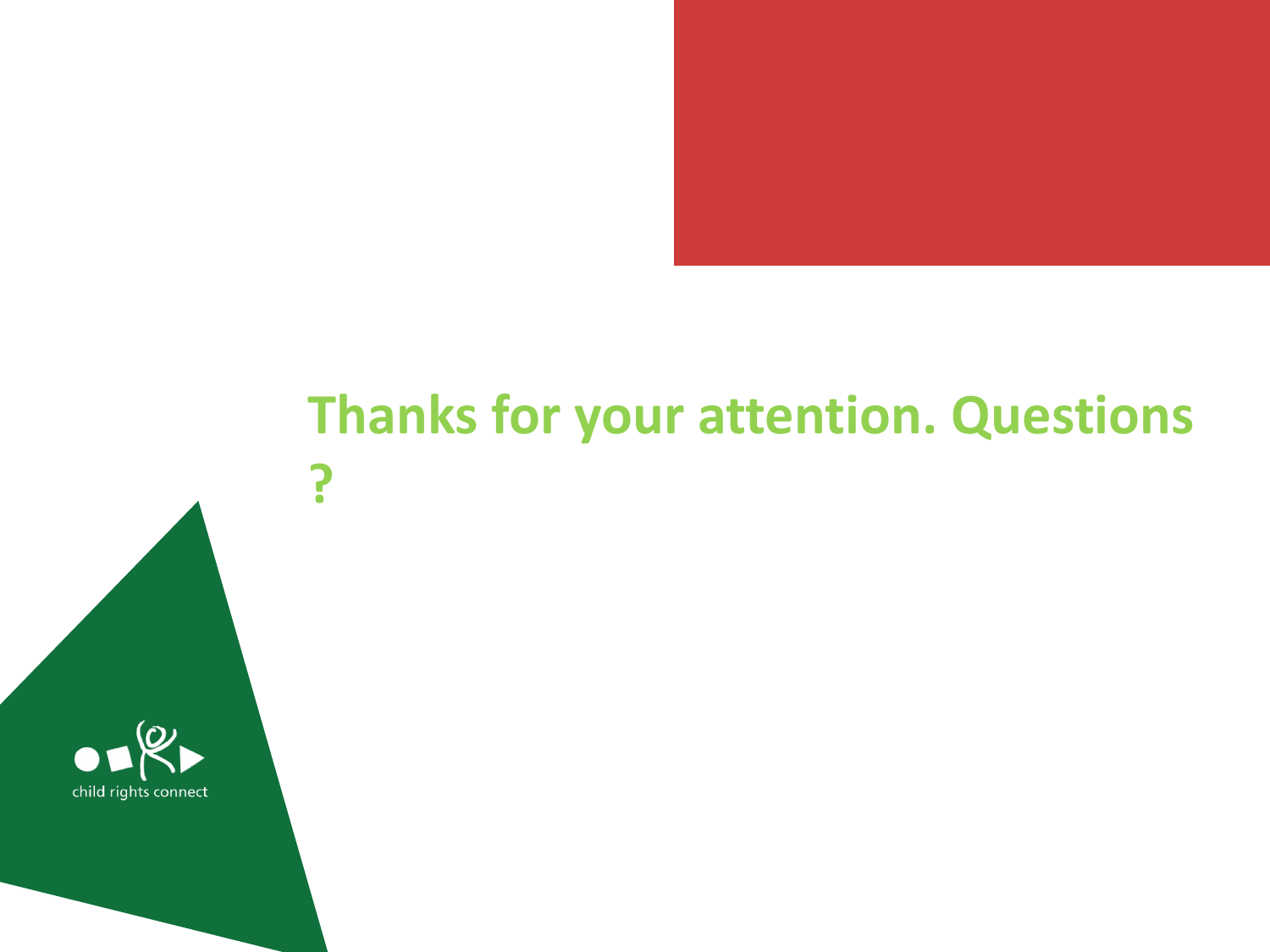# Thanks for your attention. Questions ?

child rights connect